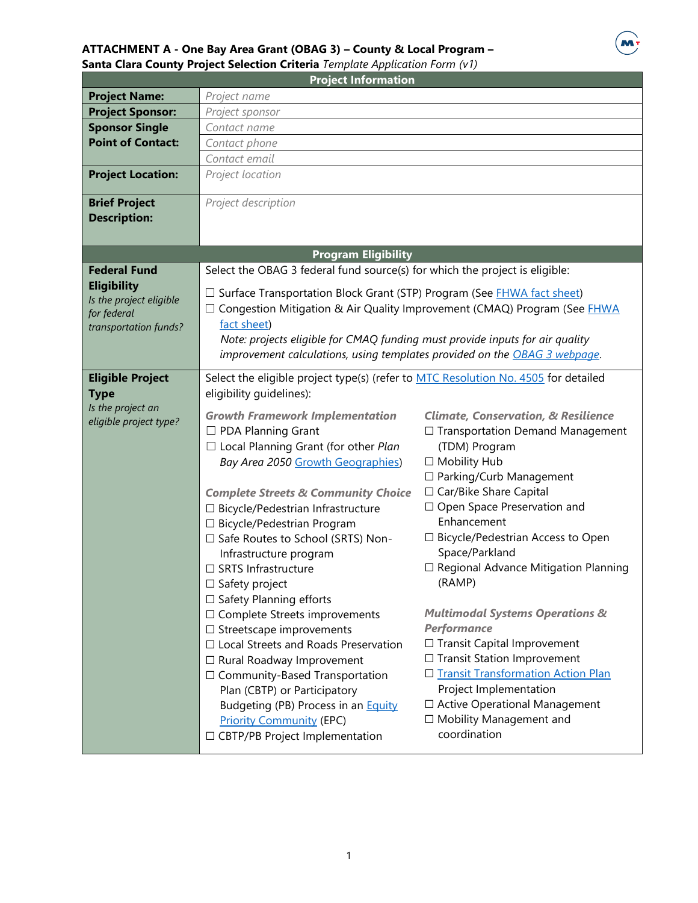**ATTACHMENT A - One Bay Area Grant (OBAG 3) – County & Local Program –**
**Santa Clara County Project Selection Criteria** *Template Application Form (v1)*

| Project Information | |
|---|---|
| **Project Name:** | *Project name* |
| **Project Sponsor:** | *Project sponsor* |
| **Sponsor Single Point of Contact:** | *Contact name*<br>*Contact phone*<br>*Contact email* |
| **Project Location:** | *Project location* |
| **Brief Project Description:** | *Project description* |

| Program Eligibility | |
|---|---|
| **Federal Fund Eligibility**<br>*Is the project eligible for federal transportation funds?* | Select the OBAG 3 federal fund source(s) for which the project is eligible:<br>☐ Surface Transportation Block Grant (STP) Program (See FHWA fact sheet)<br>☐ Congestion Mitigation & Air Quality Improvement (CMAQ) Program (See FHWA fact sheet)<br>*Note: projects eligible for CMAQ funding must provide inputs for air quality improvement calculations, using templates provided on the OBAG 3 webpage.* |
| **Eligible Project Type**<br>*Is the project an eligible project type?* | Select the eligible project type(s) (refer to MTC Resolution No. 4505 for detailed eligibility guidelines):<br>***Growth Framework Implementation***<br>☐ PDA Planning Grant<br>☐ Local Planning Grant (for other *Plan Bay Area 2050* Growth Geographies)<br>***Complete Streets & Community Choice***<br>☐ Bicycle/Pedestrian Infrastructure<br>☐ Bicycle/Pedestrian Program<br>☐ Safe Routes to School (SRTS) Non-Infrastructure program<br>☐ SRTS Infrastructure<br>☐ Safety project<br>☐ Safety Planning efforts<br>☐ Complete Streets improvements<br>☐ Streetscape improvements<br>☐ Local Streets and Roads Preservation<br>☐ Rural Roadway Improvement<br>☐ Community-Based Transportation Plan (CBTP) or Participatory Budgeting (PB) Process in an Equity Priority Community (EPC)<br>☐ CBTP/PB Project Implementation<br>***Climate, Conservation, & Resilience***<br>☐ Transportation Demand Management (TDM) Program<br>☐ Mobility Hub<br>☐ Parking/Curb Management<br>☐ Car/Bike Share Capital<br>☐ Open Space Preservation and Enhancement<br>☐ Bicycle/Pedestrian Access to Open Space/Parkland<br>☐ Regional Advance Mitigation Planning (RAMP)<br>***Multimodal Systems Operations & Performance***<br>☐ Transit Capital Improvement<br>☐ Transit Station Improvement<br>☐ Transit Transformation Action Plan Project Implementation<br>☐ Active Operational Management<br>☐ Mobility Management and coordination |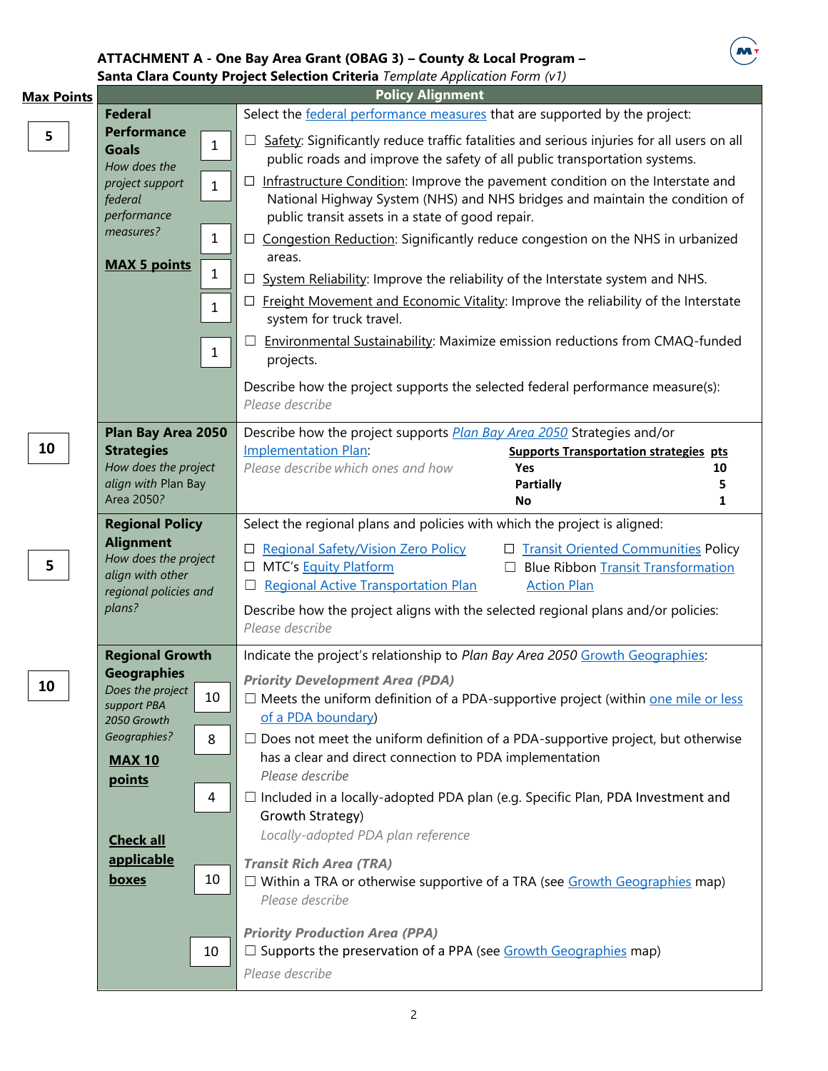**ATTACHMENT A - One Bay Area Grant (OBAG 3) – County & Local Program –**
**Santa Clara County Project Selection Criteria** *Template Application Form (v1)*

| Max Points | Policy Alignment | | |
|---|---|---|---|
| 5 | **Federal Performance Goals** *How does the project support federal performance measures?* **MAX 5 points** | 1 | Select the federal performance measures that are supported by the project: ☐ Safety: Significantly reduce traffic fatalities and serious injuries for all users on all public roads and improve the safety of all public transportation systems. |
| | | 1 | ☐ Infrastructure Condition: Improve the pavement condition on the Interstate and National Highway System (NHS) and NHS bridges and maintain the condition of public transit assets in a state of good repair. |
| | | 1 | ☐ Congestion Reduction: Significantly reduce congestion on the NHS in urbanized areas. |
| | | 1 | ☐ System Reliability: Improve the reliability of the Interstate system and NHS. |
| | | 1 | ☐ Freight Movement and Economic Vitality: Improve the reliability of the Interstate system for truck travel. |
| | | 1 | ☐ Environmental Sustainability: Maximize emission reductions from CMAQ-funded projects. Describe how the project supports the selected federal performance measure(s): *Please describe* |
| 10 | **Plan Bay Area 2050 Strategies** *How does the project align with Plan Bay Area 2050?* | | Describe how the project supports *Plan Bay Area 2050* Strategies and/or Implementation Plan: *Please describe which ones and how* **Supports Transportation strategies / pts**: Yes 10; Partially 5; No 1 |
| 5 | **Regional Policy Alignment** *How does the project align with other regional policies and plans?* | | Select the regional plans and policies with which the project is aligned: ☐ Regional Safety/Vision Zero Policy ☐ MTC's Equity Platform ☐ Regional Active Transportation Plan ☐ Transit Oriented Communities Policy ☐ Blue Ribbon Transit Transformation Action Plan. Describe how the project aligns with the selected regional plans and/or policies: *Please describe* |
| 10 | **Regional Growth Geographies** *Does the project support PBA 2050 Growth Geographies?* **MAX 10 points** **Check all applicable boxes** | | Indicate the project's relationship to *Plan Bay Area 2050* Growth Geographies: ***Priority Development Area (PDA)*** |
| | | 10 | ☐ Meets the uniform definition of a PDA-supportive project (within one mile or less of a PDA boundary) |
| | | 8 | ☐ Does not meet the uniform definition of a PDA-supportive project, but otherwise has a clear and direct connection to PDA implementation *Please describe* |
| | | 4 | ☐ Included in a locally-adopted PDA plan (e.g. Specific Plan, PDA Investment and Growth Strategy) *Locally-adopted PDA plan reference* |
| | | 10 | ***Transit Rich Area (TRA)*** ☐ Within a TRA or otherwise supportive of a TRA (see Growth Geographies map) *Please describe* |
| | | 10 | ***Priority Production Area (PPA)*** ☐ Supports the preservation of a PPA (see Growth Geographies map) *Please describe* |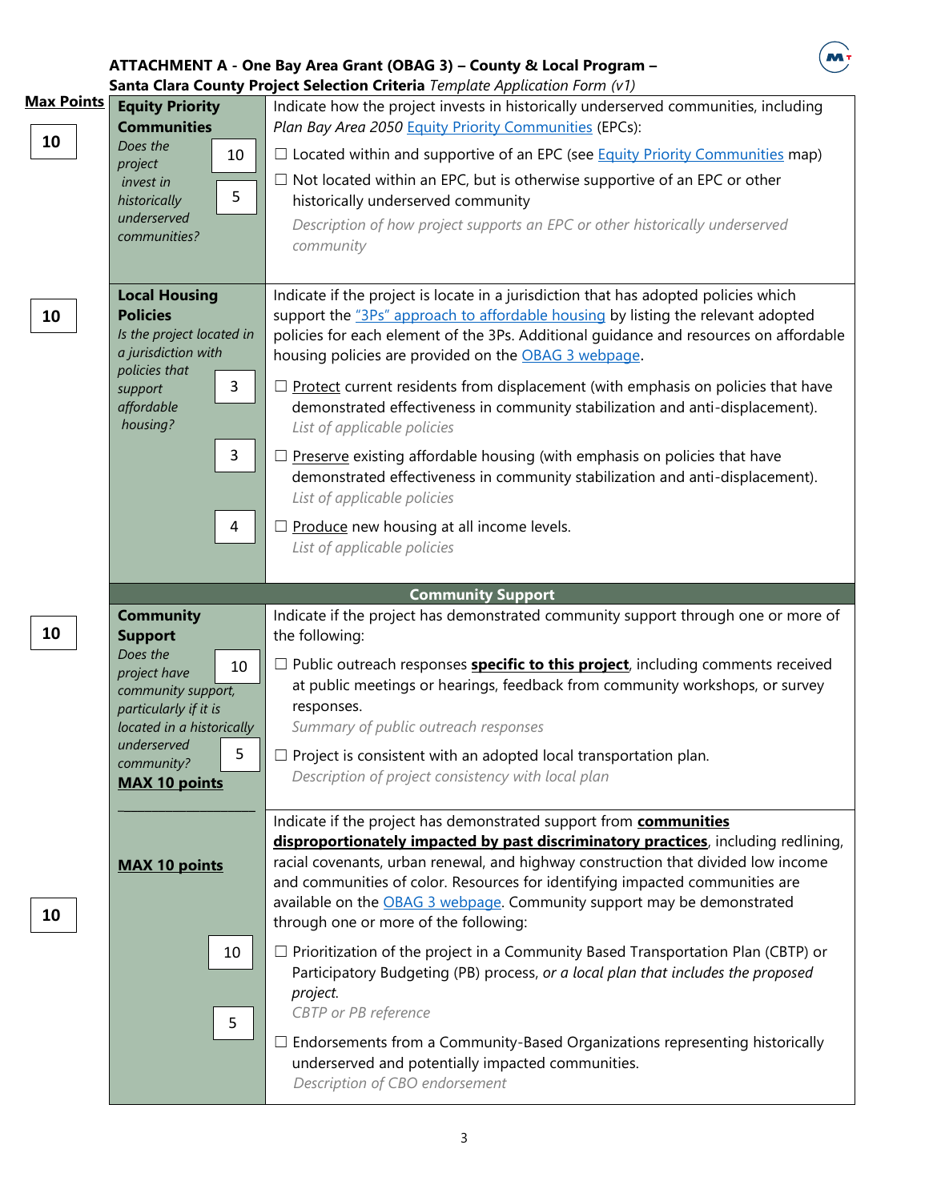**ATTACHMENT A - One Bay Area Grant (OBAG 3) – County & Local Program –**
**Santa Clara County Project Selection Criteria** *Template Application Form (v1)*

| Max Points | Criteria | Points | Description |
|---|---|---|---|
| **10** | **Equity Priority Communities** *Does the project invest in historically underserved communities?* | | Indicate how the project invests in historically underserved communities, including *Plan Bay Area 2050* Equity Priority Communities (EPCs): |
| | | 10 | ☐ Located within and supportive of an EPC (see Equity Priority Communities map) |
| | | 5 | ☐ Not located within an EPC, but is otherwise supportive of an EPC or other historically underserved community *Description of how project supports an EPC or other historically underserved community* |
| **10** | **Local Housing Policies** *Is the project located in a jurisdiction with policies that support affordable housing?* | | Indicate if the project is locate in a jurisdiction that has adopted policies which support the "3Ps" approach to affordable housing by listing the relevant adopted policies for each element of the 3Ps. Additional guidance and resources on affordable housing policies are provided on the OBAG 3 webpage. |
| | | 3 | ☐ Protect current residents from displacement (with emphasis on policies that have demonstrated effectiveness in community stabilization and anti-displacement). *List of applicable policies* |
| | | 3 | ☐ Preserve existing affordable housing (with emphasis on policies that have demonstrated effectiveness in community stabilization and anti-displacement). *List of applicable policies* |
| | | 4 | ☐ Produce new housing at all income levels. *List of applicable policies* |
| | **Community Support** | | |
| **10** | **Community Support** *Does the project have community support, particularly if it is located in a historically underserved community?* **MAX 10 points** | | Indicate if the project has demonstrated community support through one or more of the following: |
| | | 10 | ☐ Public outreach responses **specific to this project**, including comments received at public meetings or hearings, feedback from community workshops, or survey responses. *Summary of public outreach responses* |
| | | 5 | ☐ Project is consistent with an adopted local transportation plan. *Description of project consistency with local plan* |
| **10** | **MAX 10 points** | | Indicate if the project has demonstrated support from **communities disproportionately impacted by past discriminatory practices**, including redlining, racial covenants, urban renewal, and highway construction that divided low income and communities of color. Resources for identifying impacted communities are available on the OBAG 3 webpage. Community support may be demonstrated through one or more of the following: |
| | | 10 | ☐ Prioritization of the project in a Community Based Transportation Plan (CBTP) or Participatory Budgeting (PB) process, *or a local plan that includes the proposed project.* *CBTP or PB reference* |
| | | 5 | ☐ Endorsements from a Community-Based Organizations representing historically underserved and potentially impacted communities. *Description of CBO endorsement* |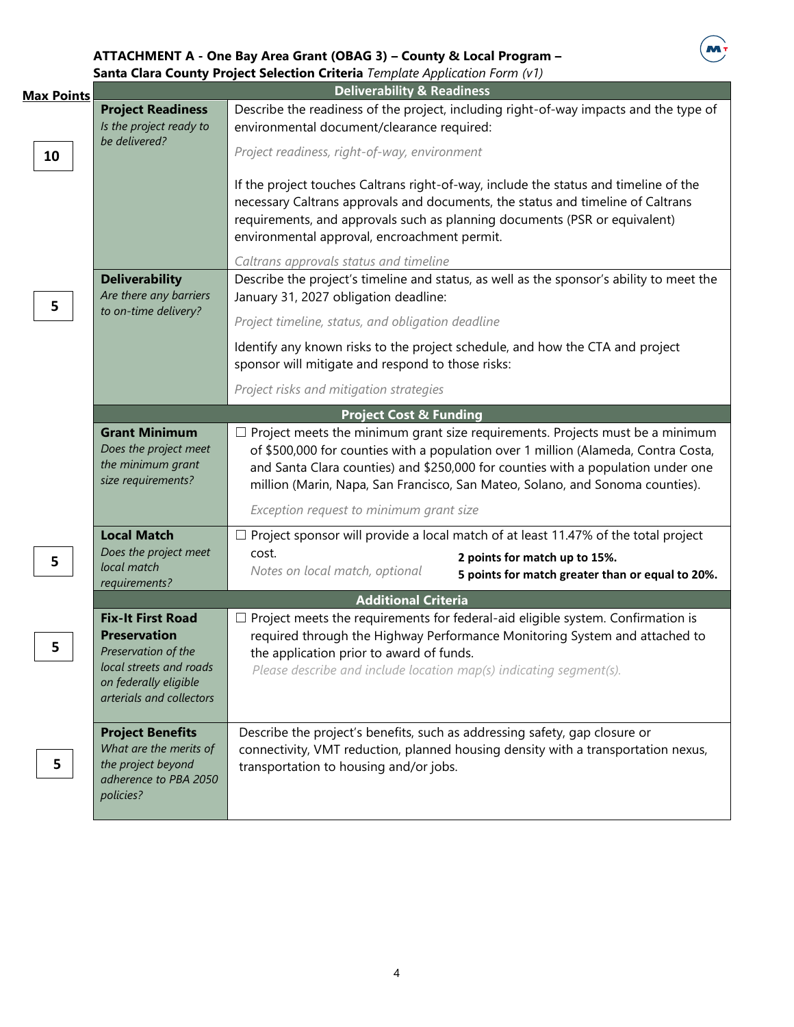**ATTACHMENT A - One Bay Area Grant (OBAG 3) – County & Local Program –**
**Santa Clara County Project Selection Criteria** *Template Application Form (v1)*

| **Max Points** | | |
|---|---|---|
| | **Deliverability & Readiness** | |
| 10 | **Project Readiness**<br>*Is the project ready to be delivered?* | Describe the readiness of the project, including right-of-way impacts and the type of environmental document/clearance required:<br>*Project readiness, right-of-way, environment*<br>If the project touches Caltrans right-of-way, include the status and timeline of the necessary Caltrans approvals and documents, the status and timeline of Caltrans requirements, and approvals such as planning documents (PSR or equivalent) environmental approval, encroachment permit.<br>*Caltrans approvals status and timeline* |
| 5 | **Deliverability**<br>*Are there any barriers to on-time delivery?* | Describe the project's timeline and status, as well as the sponsor's ability to meet the January 31, 2027 obligation deadline:<br>*Project timeline, status, and obligation deadline*<br>Identify any known risks to the project schedule, and how the CTA and project sponsor will mitigate and respond to those risks:<br>*Project risks and mitigation strategies* |
| | **Project Cost & Funding** | |
| | **Grant Minimum**<br>*Does the project meet the minimum grant size requirements?* | ☐ Project meets the minimum grant size requirements. Projects must be a minimum of $500,000 for counties with a population over 1 million (Alameda, Contra Costa, and Santa Clara counties) and $250,000 for counties with a population under one million (Marin, Napa, San Francisco, San Mateo, Solano, and Sonoma counties).<br>*Exception request to minimum grant size* |
| 5 | **Local Match**<br>*Does the project meet local match requirements?* | ☐ Project sponsor will provide a local match of at least 11.47% of the total project cost.<br>*Notes on local match, optional*<br>**2 points for match up to 15%.**<br>**5 points for match greater than or equal to 20%.** |
| | **Additional Criteria** | |
| 5 | **Fix-It First Road Preservation**<br>*Preservation of the local streets and roads on federally eligible arterials and collectors* | ☐ Project meets the requirements for federal-aid eligible system. Confirmation is required through the Highway Performance Monitoring System and attached to the application prior to award of funds.<br>*Please describe and include location map(s) indicating segment(s).* |
| 5 | **Project Benefits**<br>*What are the merits of the project beyond adherence to PBA 2050 policies?* | Describe the project's benefits, such as addressing safety, gap closure or connectivity, VMT reduction, planned housing density with a transportation nexus, transportation to housing and/or jobs. |